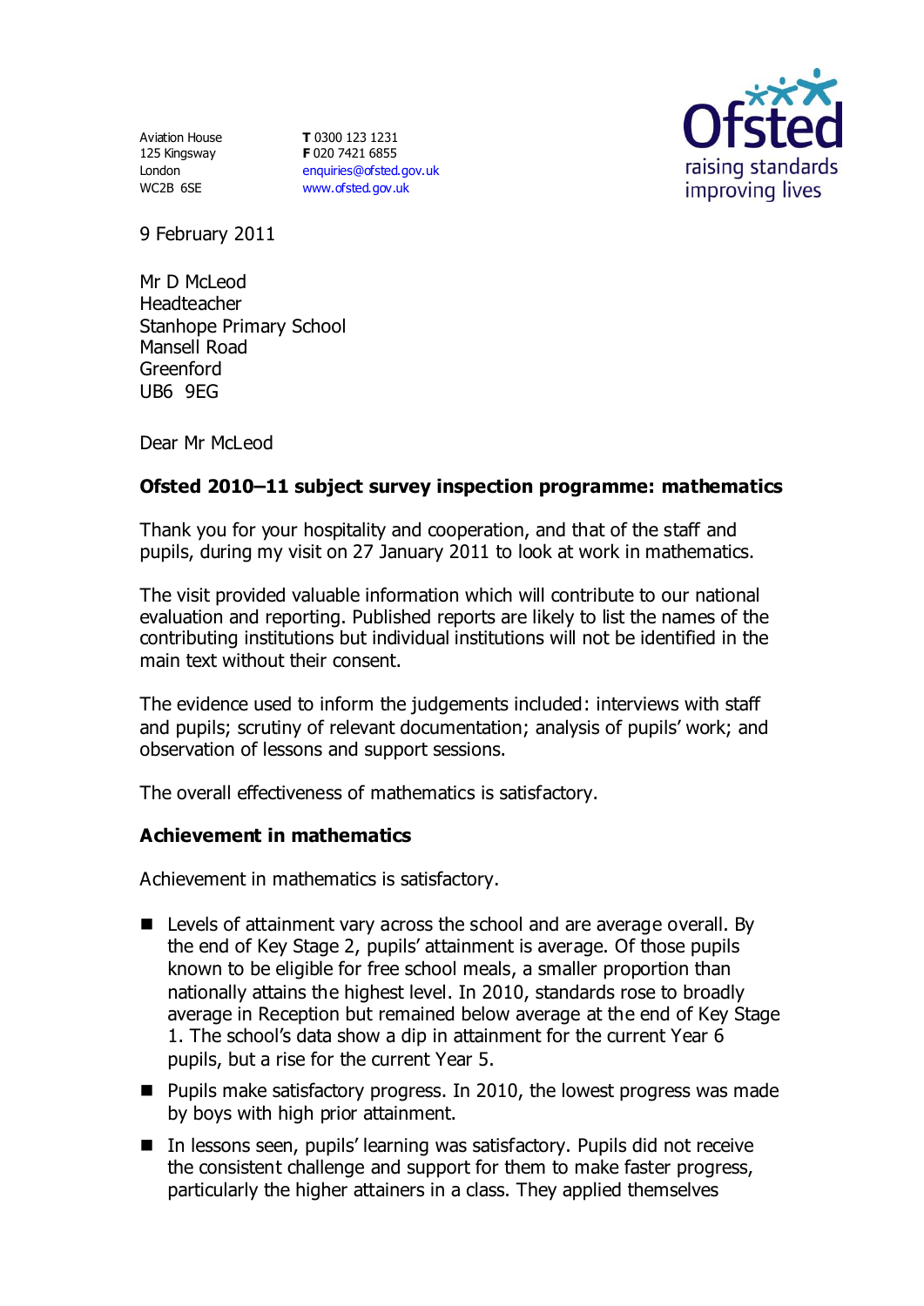Aviation House
125 Kingsway
London
WC2B 6SE

**T** 0300 123 1231
**F** 020 7421 6855
enquiries@ofsted.gov.uk
www.ofsted.gov.uk

Ofsted
raising standards
improving lives

9 February 2011

Mr D McLeod
Headteacher
Stanhope Primary School
Mansell Road
Greenford
UB6 9EG

Dear Mr McLeod

**Ofsted 2010–11 subject survey inspection programme: mathematics**

Thank you for your hospitality and cooperation, and that of the staff and pupils, during my visit on 27 January 2011 to look at work in mathematics.

The visit provided valuable information which will contribute to our national evaluation and reporting. Published reports are likely to list the names of the contributing institutions but individual institutions will not be identified in the main text without their consent.

The evidence used to inform the judgements included: interviews with staff and pupils; scrutiny of relevant documentation; analysis of pupils' work; and observation of lessons and support sessions.

The overall effectiveness of mathematics is satisfactory.

**Achievement in mathematics**

Achievement in mathematics is satisfactory.

- Levels of attainment vary across the school and are average overall. By the end of Key Stage 2, pupils' attainment is average. Of those pupils known to be eligible for free school meals, a smaller proportion than nationally attains the highest level. In 2010, standards rose to broadly average in Reception but remained below average at the end of Key Stage 1. The school's data show a dip in attainment for the current Year 6 pupils, but a rise for the current Year 5.
- Pupils make satisfactory progress. In 2010, the lowest progress was made by boys with high prior attainment.
- In lessons seen, pupils' learning was satisfactory. Pupils did not receive the consistent challenge and support for them to make faster progress, particularly the higher attainers in a class. They applied themselves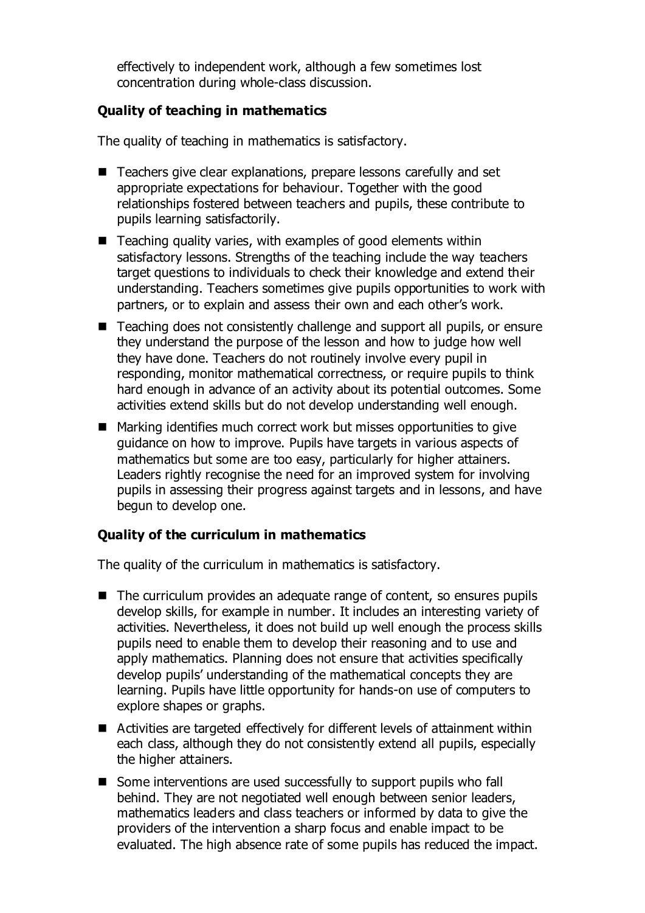effectively to independent work, although a few sometimes lost concentration during whole-class discussion.

**Quality of teaching in mathematics**

The quality of teaching in mathematics is satisfactory.

- Teachers give clear explanations, prepare lessons carefully and set appropriate expectations for behaviour. Together with the good relationships fostered between teachers and pupils, these contribute to pupils learning satisfactorily.
- Teaching quality varies, with examples of good elements within satisfactory lessons. Strengths of the teaching include the way teachers target questions to individuals to check their knowledge and extend their understanding. Teachers sometimes give pupils opportunities to work with partners, or to explain and assess their own and each other's work.
- Teaching does not consistently challenge and support all pupils, or ensure they understand the purpose of the lesson and how to judge how well they have done. Teachers do not routinely involve every pupil in responding, monitor mathematical correctness, or require pupils to think hard enough in advance of an activity about its potential outcomes. Some activities extend skills but do not develop understanding well enough.
- Marking identifies much correct work but misses opportunities to give guidance on how to improve. Pupils have targets in various aspects of mathematics but some are too easy, particularly for higher attainers. Leaders rightly recognise the need for an improved system for involving pupils in assessing their progress against targets and in lessons, and have begun to develop one.

**Quality of the curriculum in mathematics**

The quality of the curriculum in mathematics is satisfactory.

- The curriculum provides an adequate range of content, so ensures pupils develop skills, for example in number. It includes an interesting variety of activities. Nevertheless, it does not build up well enough the process skills pupils need to enable them to develop their reasoning and to use and apply mathematics. Planning does not ensure that activities specifically develop pupils' understanding of the mathematical concepts they are learning. Pupils have little opportunity for hands-on use of computers to explore shapes or graphs.
- Activities are targeted effectively for different levels of attainment within each class, although they do not consistently extend all pupils, especially the higher attainers.
- Some interventions are used successfully to support pupils who fall behind. They are not negotiated well enough between senior leaders, mathematics leaders and class teachers or informed by data to give the providers of the intervention a sharp focus and enable impact to be evaluated. The high absence rate of some pupils has reduced the impact.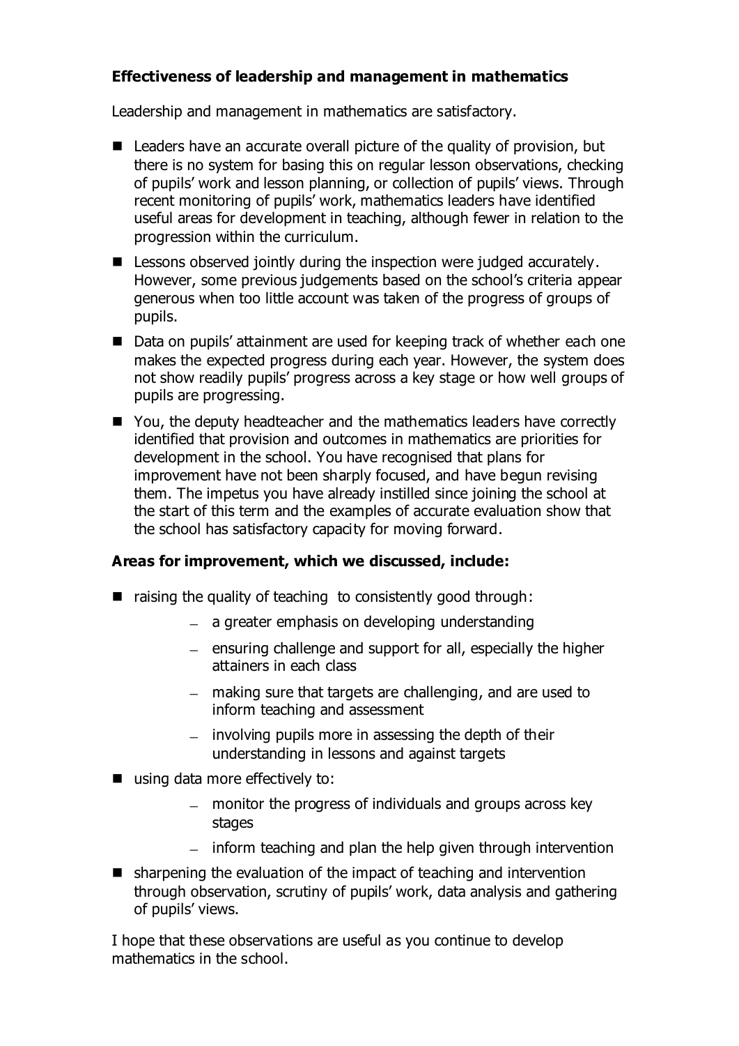**Effectiveness of leadership and management in mathematics**

Leadership and management in mathematics are satisfactory.

- Leaders have an accurate overall picture of the quality of provision, but there is no system for basing this on regular lesson observations, checking of pupils' work and lesson planning, or collection of pupils' views. Through recent monitoring of pupils' work, mathematics leaders have identified useful areas for development in teaching, although fewer in relation to the progression within the curriculum.
- Lessons observed jointly during the inspection were judged accurately. However, some previous judgements based on the school's criteria appear generous when too little account was taken of the progress of groups of pupils.
- Data on pupils' attainment are used for keeping track of whether each one makes the expected progress during each year. However, the system does not show readily pupils' progress across a key stage or how well groups of pupils are progressing.
- You, the deputy headteacher and the mathematics leaders have correctly identified that provision and outcomes in mathematics are priorities for development in the school. You have recognised that plans for improvement have not been sharply focused, and have begun revising them. The impetus you have already instilled since joining the school at the start of this term and the examples of accurate evaluation show that the school has satisfactory capacity for moving forward.

**Areas for improvement, which we discussed, include:**

- raising the quality of teaching to consistently good through:
  - a greater emphasis on developing understanding
  - ensuring challenge and support for all, especially the higher attainers in each class
  - making sure that targets are challenging, and are used to inform teaching and assessment
  - involving pupils more in assessing the depth of their understanding in lessons and against targets
- using data more effectively to:
  - monitor the progress of individuals and groups across key stages
  - inform teaching and plan the help given through intervention
- sharpening the evaluation of the impact of teaching and intervention through observation, scrutiny of pupils' work, data analysis and gathering of pupils' views.

I hope that these observations are useful as you continue to develop mathematics in the school.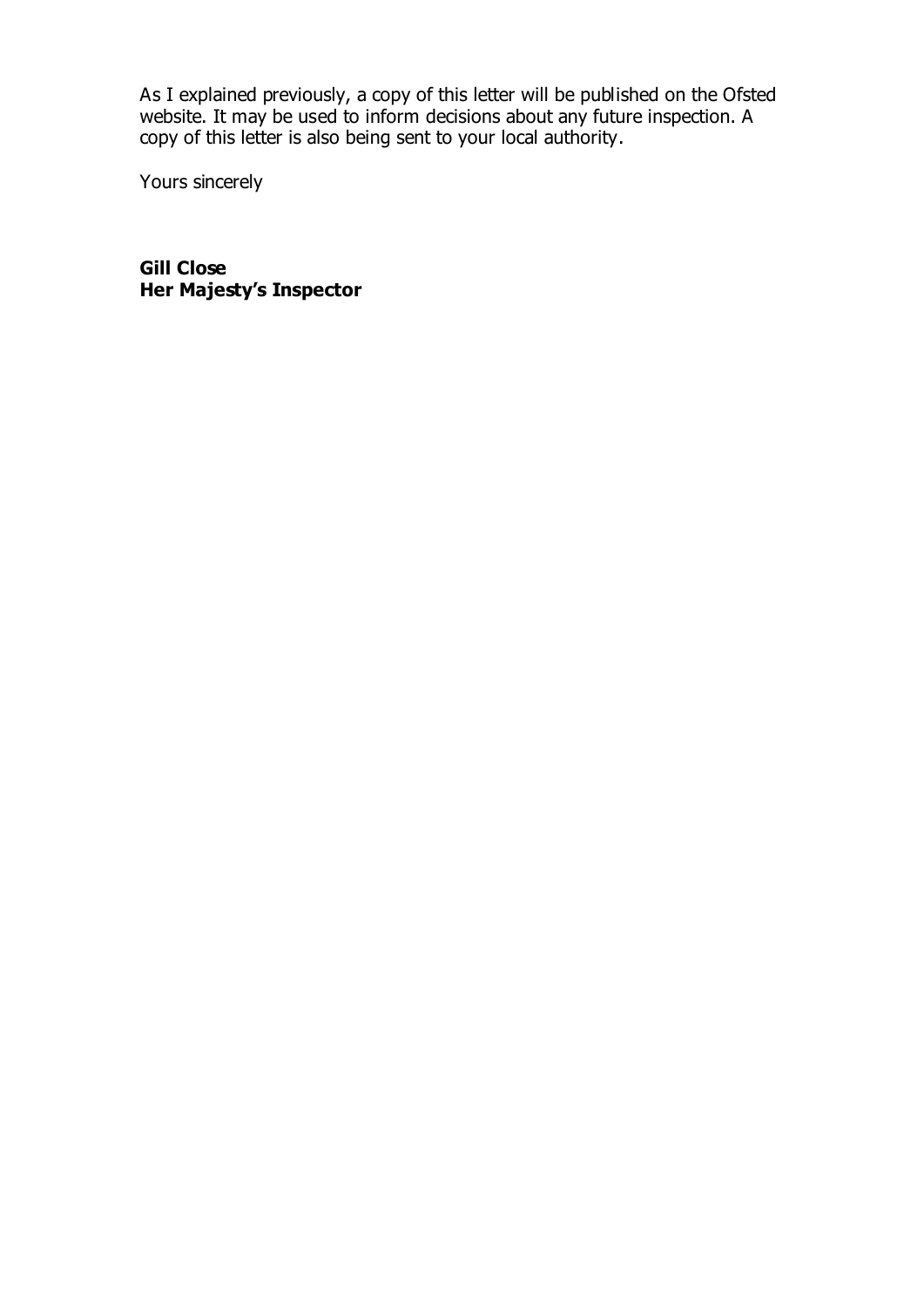As I explained previously, a copy of this letter will be published on the Ofsted website. It may be used to inform decisions about any future inspection. A copy of this letter is also being sent to your local authority.

Yours sincerely

**Gill Close**
**Her Majesty's Inspector**